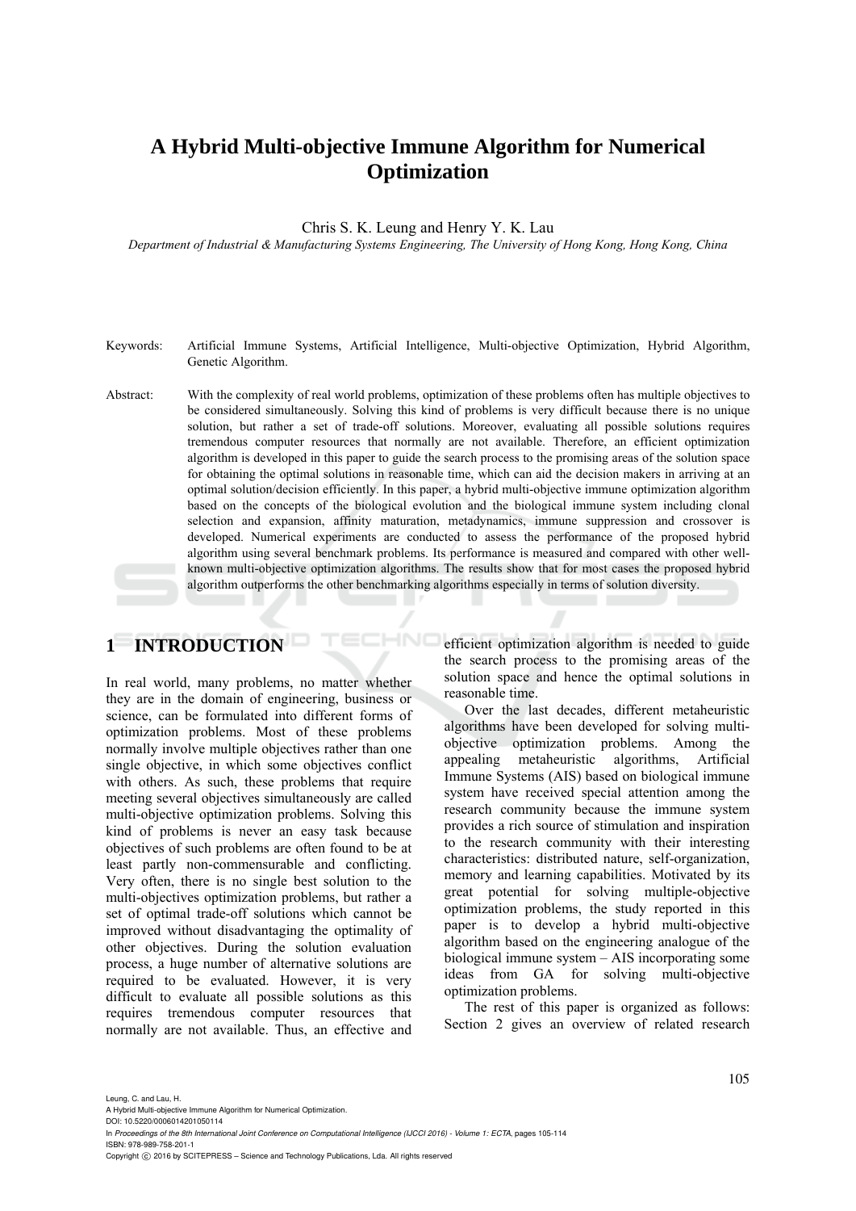# A Hybrid Multi-objective Immune Algorithm for Numerical Optimization

Chris S. K. Leung and Henry Y. K. Lau

*Department of Industrial & Manufacturing Systems Engineering, The University of Hong Kong, Hong Kong, China*

Keywords: Artificial Immune Systems, Artificial Intelligence, Multi-objective Optimization, Hybrid Algorithm, Genetic Algorithm.

Abstract: With the complexity of real world problems, optimization of these problems often has multiple objectives to be considered simultaneously. Solving this kind of problems is very difficult because there is no unique solution, but rather a set of trade-off solutions. Moreover, evaluating all possible solutions requires tremendous computer resources that normally are not available. Therefore, an efficient optimization algorithm is developed in this paper to guide the search process to the promising areas of the solution space for obtaining the optimal solutions in reasonable time, which can aid the decision makers in arriving at an optimal solution/decision efficiently. In this paper, a hybrid multi-objective immune optimization algorithm based on the concepts of the biological evolution and the biological immune system including clonal selection and expansion, affinity maturation, metadynamics, immune suppression and crossover is developed. Numerical experiments are conducted to assess the performance of the proposed hybrid algorithm using several benchmark problems. Its performance is measured and compared with other well-known multi-objective optimization algorithms. The results show that for most cases the proposed hybrid algorithm outperforms the other benchmarking algorithms especially in terms of solution diversity.

## 1 INTRODUCTION

In real world, many problems, no matter whether they are in the domain of engineering, business or science, can be formulated into different forms of optimization problems. Most of these problems normally involve multiple objectives rather than one single objective, in which some objectives conflict with others. As such, these problems that require meeting several objectives simultaneously are called multi-objective optimization problems. Solving this kind of problems is never an easy task because objectives of such problems are often found to be at least partly non-commensurable and conflicting. Very often, there is no single best solution to the multi-objectives optimization problems, but rather a set of optimal trade-off solutions which cannot be improved without disadvantaging the optimality of other objectives. During the solution evaluation process, a huge number of alternative solutions are required to be evaluated. However, it is very difficult to evaluate all possible solutions as this requires tremendous computer resources that normally are not available. Thus, an effective and efficient optimization algorithm is needed to guide the search process to the promising areas of the solution space and hence the optimal solutions in reasonable time.

Over the last decades, different metaheuristic algorithms have been developed for solving multi-objective optimization problems. Among the appealing metaheuristic algorithms, Artificial Immune Systems (AIS) based on biological immune system have received special attention among the research community because the immune system provides a rich source of stimulation and inspiration to the research community with their interesting characteristics: distributed nature, self-organization, memory and learning capabilities. Motivated by its great potential for solving multiple-objective optimization problems, the study reported in this paper is to develop a hybrid multi-objective algorithm based on the engineering analogue of the biological immune system – AIS incorporating some ideas from GA for solving multi-objective optimization problems.

The rest of this paper is organized as follows: Section 2 gives an overview of related research

Leung, C. and Lau, H.
A Hybrid Multi-objective Immune Algorithm for Numerical Optimization.
DOI: 10.5220/0006014201050114
In *Proceedings of the 8th International Joint Conference on Computational Intelligence (IJCCI 2016) - Volume 1: ECTA*, pages 105-114
ISBN: 978-989-758-201-1
Copyright © 2016 by SCITEPRESS – Science and Technology Publications, Lda. All rights reserved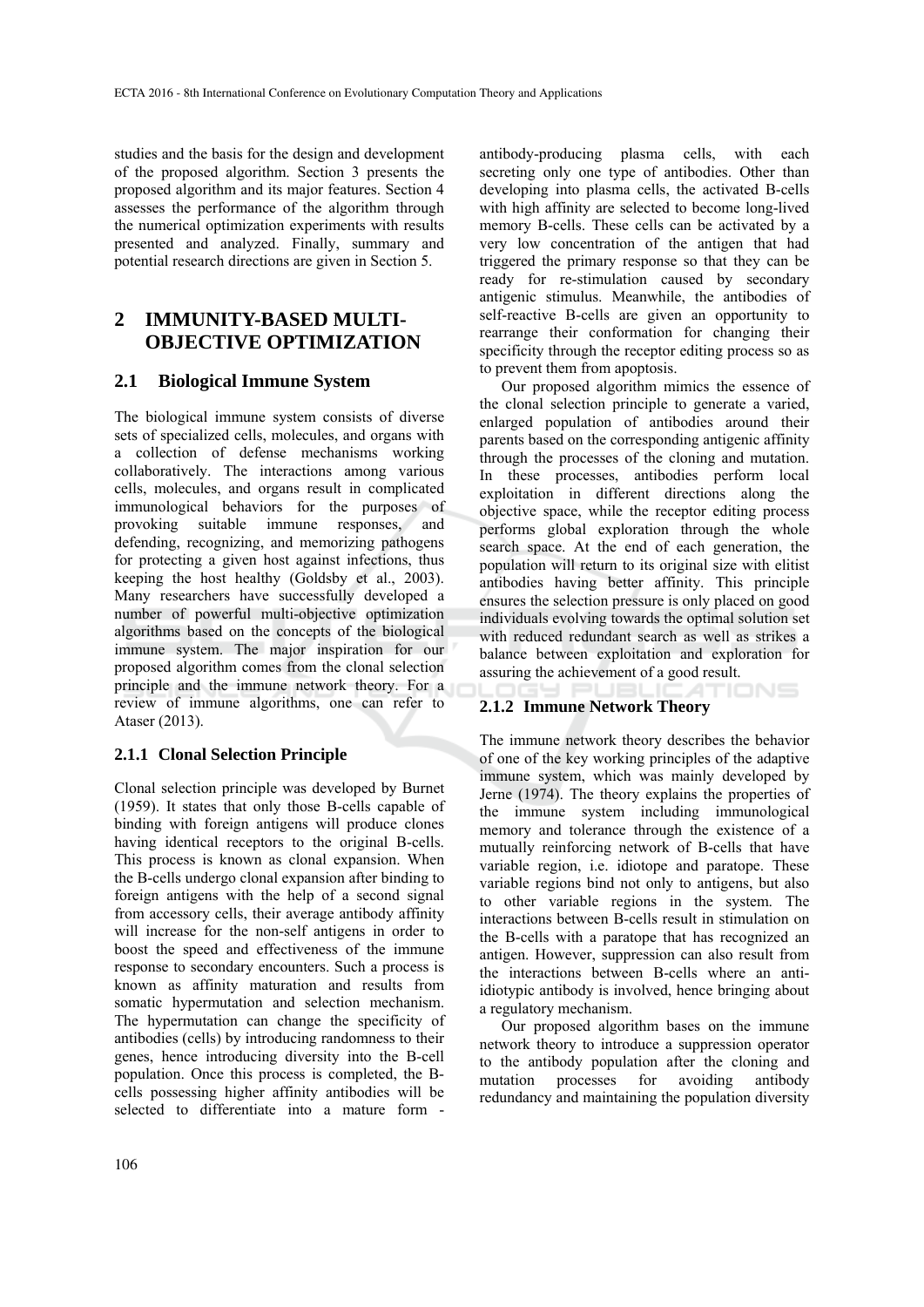studies and the basis for the design and development of the proposed algorithm. Section 3 presents the proposed algorithm and its major features. Section 4 assesses the performance of the algorithm through the numerical optimization experiments with results presented and analyzed. Finally, summary and potential research directions are given in Section 5.

## 2 IMMUNITY-BASED MULTI-OBJECTIVE OPTIMIZATION

### 2.1 Biological Immune System

The biological immune system consists of diverse sets of specialized cells, molecules, and organs with a collection of defense mechanisms working collaboratively. The interactions among various cells, molecules, and organs result in complicated immunological behaviors for the purposes of provoking suitable immune responses, and defending, recognizing, and memorizing pathogens for protecting a given host against infections, thus keeping the host healthy (Goldsby et al., 2003). Many researchers have successfully developed a number of powerful multi-objective optimization algorithms based on the concepts of the biological immune system. The major inspiration for our proposed algorithm comes from the clonal selection principle and the immune network theory. For a review of immune algorithms, one can refer to Ataser (2013).

#### 2.1.1 Clonal Selection Principle

Clonal selection principle was developed by Burnet (1959). It states that only those B-cells capable of binding with foreign antigens will produce clones having identical receptors to the original B-cells. This process is known as clonal expansion. When the B-cells undergo clonal expansion after binding to foreign antigens with the help of a second signal from accessory cells, their average antibody affinity will increase for the non-self antigens in order to boost the speed and effectiveness of the immune response to secondary encounters. Such a process is known as affinity maturation and results from somatic hypermutation and selection mechanism. The hypermutation can change the specificity of antibodies (cells) by introducing randomness to their genes, hence introducing diversity into the B-cell population. Once this process is completed, the B-cells possessing higher affinity antibodies will be selected to differentiate into a mature form - antibody-producing plasma cells, with each secreting only one type of antibodies. Other than developing into plasma cells, the activated B-cells with high affinity are selected to become long-lived memory B-cells. These cells can be activated by a very low concentration of the antigen that had triggered the primary response so that they can be ready for re-stimulation caused by secondary antigenic stimulus. Meanwhile, the antibodies of self-reactive B-cells are given an opportunity to rearrange their conformation for changing their specificity through the receptor editing process so as to prevent them from apoptosis.

Our proposed algorithm mimics the essence of the clonal selection principle to generate a varied, enlarged population of antibodies around their parents based on the corresponding antigenic affinity through the processes of the cloning and mutation. In these processes, antibodies perform local exploitation in different directions along the objective space, while the receptor editing process performs global exploration through the whole search space. At the end of each generation, the population will return to its original size with elitist antibodies having better affinity. This principle ensures the selection pressure is only placed on good individuals evolving towards the optimal solution set with reduced redundant search as well as strikes a balance between exploitation and exploration for assuring the achievement of a good result.

#### 2.1.2 Immune Network Theory

The immune network theory describes the behavior of one of the key working principles of the adaptive immune system, which was mainly developed by Jerne (1974). The theory explains the properties of the immune system including immunological memory and tolerance through the existence of a mutually reinforcing network of B-cells that have variable region, i.e. idiotope and paratope. These variable regions bind not only to antigens, but also to other variable regions in the system. The interactions between B-cells result in stimulation on the B-cells with a paratope that has recognized an antigen. However, suppression can also result from the interactions between B-cells where an anti-idiotypic antibody is involved, hence bringing about a regulatory mechanism.

Our proposed algorithm bases on the immune network theory to introduce a suppression operator to the antibody population after the cloning and mutation processes for avoiding antibody redundancy and maintaining the population diversity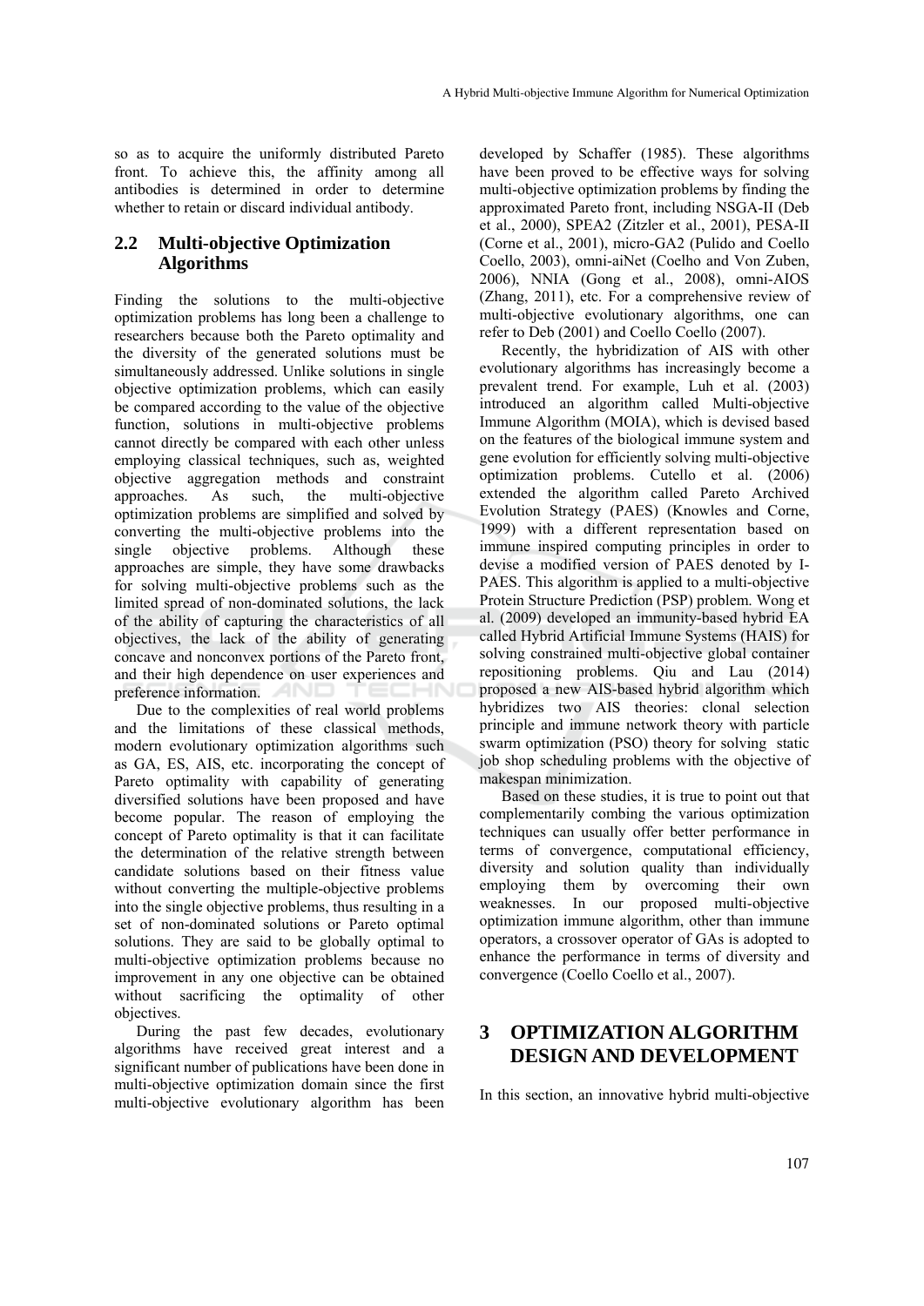so as to acquire the uniformly distributed Pareto front. To achieve this, the affinity among all antibodies is determined in order to determine whether to retain or discard individual antibody.

## 2.2 Multi-objective Optimization Algorithms

Finding the solutions to the multi-objective optimization problems has long been a challenge to researchers because both the Pareto optimality and the diversity of the generated solutions must be simultaneously addressed. Unlike solutions in single objective optimization problems, which can easily be compared according to the value of the objective function, solutions in multi-objective problems cannot directly be compared with each other unless employing classical techniques, such as, weighted objective aggregation methods and constraint approaches. As such, the multi-objective optimization problems are simplified and solved by converting the multi-objective problems into the single objective problems. Although these approaches are simple, they have some drawbacks for solving multi-objective problems such as the limited spread of non-dominated solutions, the lack of the ability of capturing the characteristics of all objectives, the lack of the ability of generating concave and nonconvex portions of the Pareto front, and their high dependence on user experiences and preference information.

Due to the complexities of real world problems and the limitations of these classical methods, modern evolutionary optimization algorithms such as GA, ES, AIS, etc. incorporating the concept of Pareto optimality with capability of generating diversified solutions have been proposed and have become popular. The reason of employing the concept of Pareto optimality is that it can facilitate the determination of the relative strength between candidate solutions based on their fitness value without converting the multiple-objective problems into the single objective problems, thus resulting in a set of non-dominated solutions or Pareto optimal solutions. They are said to be globally optimal to multi-objective optimization problems because no improvement in any one objective can be obtained without sacrificing the optimality of other objectives.

During the past few decades, evolutionary algorithms have received great interest and a significant number of publications have been done in multi-objective optimization domain since the first multi-objective evolutionary algorithm has been developed by Schaffer (1985). These algorithms have been proved to be effective ways for solving multi-objective optimization problems by finding the approximated Pareto front, including NSGA-II (Deb et al., 2000), SPEA2 (Zitzler et al., 2001), PESA-II (Corne et al., 2001), micro-GA2 (Pulido and Coello Coello, 2003), omni-aiNet (Coelho and Von Zuben, 2006), NNIA (Gong et al., 2008), omni-AIOS (Zhang, 2011), etc. For a comprehensive review of multi-objective evolutionary algorithms, one can refer to Deb (2001) and Coello Coello (2007).

Recently, the hybridization of AIS with other evolutionary algorithms has increasingly become a prevalent trend. For example, Luh et al. (2003) introduced an algorithm called Multi-objective Immune Algorithm (MOIA), which is devised based on the features of the biological immune system and gene evolution for efficiently solving multi-objective optimization problems. Cutello et al. (2006) extended the algorithm called Pareto Archived Evolution Strategy (PAES) (Knowles and Corne, 1999) with a different representation based on immune inspired computing principles in order to devise a modified version of PAES denoted by I-PAES. This algorithm is applied to a multi-objective Protein Structure Prediction (PSP) problem. Wong et al. (2009) developed an immunity-based hybrid EA called Hybrid Artificial Immune Systems (HAIS) for solving constrained multi-objective global container repositioning problems. Qiu and Lau (2014) proposed a new AIS-based hybrid algorithm which hybridizes two AIS theories: clonal selection principle and immune network theory with particle swarm optimization (PSO) theory for solving static job shop scheduling problems with the objective of makespan minimization.

Based on these studies, it is true to point out that complementarily combing the various optimization techniques can usually offer better performance in terms of convergence, computational efficiency, diversity and solution quality than individually employing them by overcoming their own weaknesses. In our proposed multi-objective optimization immune algorithm, other than immune operators, a crossover operator of GAs is adopted to enhance the performance in terms of diversity and convergence (Coello Coello et al., 2007).

# 3 OPTIMIZATION ALGORITHM DESIGN AND DEVELOPMENT

In this section, an innovative hybrid multi-objective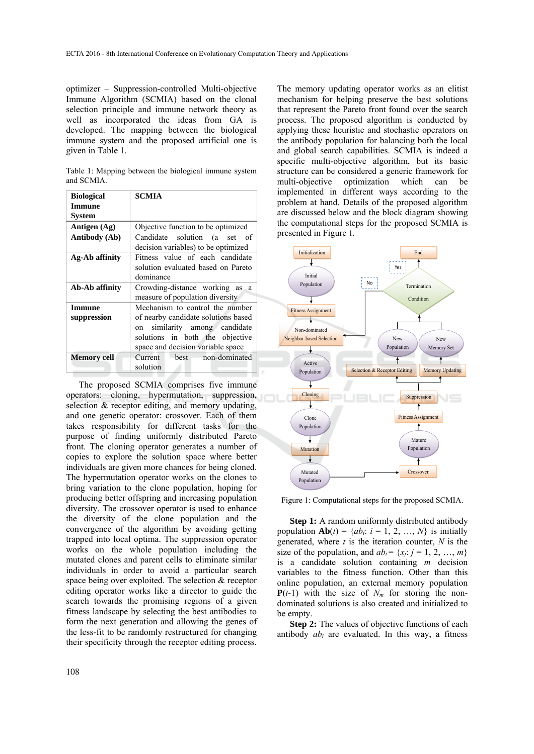optimizer – Suppression-controlled Multi-objective Immune Algorithm (SCMIA) based on the clonal selection principle and immune network theory as well as incorporated the ideas from GA is developed. The mapping between the biological immune system and the proposed artificial one is given in Table 1.

Table 1: Mapping between the biological immune system and SCMIA.

| Biological Immune System | SCMIA |
|---|---|
| **Antigen (Ag)** | Objective function to be optimized |
| **Antibody (Ab)** | Candidate solution (a set of decision variables) to be optimized |
| **Ag-Ab affinity** | Fitness value of each candidate solution evaluated based on Pareto dominance |
| **Ab-Ab affinity** | Crowding-distance working as a measure of population diversity |
| **Immune suppression** | Mechanism to control the number of nearby candidate solutions based on similarity among candidate solutions in both the objective space and decision variable space |
| **Memory cell** | Current best non-dominated solution |

The proposed SCMIA comprises five immune operators: cloning, hypermutation, suppression, selection & receptor editing, and memory updating, and one genetic operator: crossover. Each of them takes responsibility for different tasks for the purpose of finding uniformly distributed Pareto front. The cloning operator generates a number of copies to explore the solution space where better individuals are given more chances for being cloned. The hypermutation operator works on the clones to bring variation to the clone population, hoping for producing better offspring and increasing population diversity. The crossover operator is used to enhance the diversity of the clone population and the convergence of the algorithm by avoiding getting trapped into local optima. The suppression operator works on the whole population including the mutated clones and parent cells to eliminate similar individuals in order to avoid a particular search space being over exploited. The selection & receptor editing operator works like a director to guide the search towards the promising regions of a given fitness landscape by selecting the best antibodies to form the next generation and allowing the genes of the less-fit to be randomly restructured for changing their specificity through the receptor editing process.

The memory updating operator works as an elitist mechanism for helping preserve the best solutions that represent the Pareto front found over the search process. The proposed algorithm is conducted by applying these heuristic and stochastic operators on the antibody population for balancing both the local and global search capabilities. SCMIA is indeed a specific multi-objective algorithm, but its basic structure can be considered a generic framework for multi-objective optimization which can be implemented in different ways according to the problem at hand. Details of the proposed algorithm are discussed below and the block diagram showing the computational steps for the proposed SCMIA is presented in Figure 1.

Figure 1: Computational steps for the proposed SCMIA.

**Step 1:** A random uniformly distributed antibody population $\mathbf{Ab}(t) = \{ab_i: i = 1, 2, \ldots, N\}$ is initially generated, where $t$ is the iteration counter, $N$ is the size of the population, and $ab_i = \{x_j: j = 1, 2, \ldots, m\}$ is a candidate solution containing $m$ decision variables to the fitness function. Other than this online population, an external memory population $\mathbf{P}(t\text{-}1)$ with the size of $N_m$ for storing the non-dominated solutions is also created and initialized to be empty.

**Step 2:** The values of objective functions of each antibody $ab_i$ are evaluated. In this way, a fitness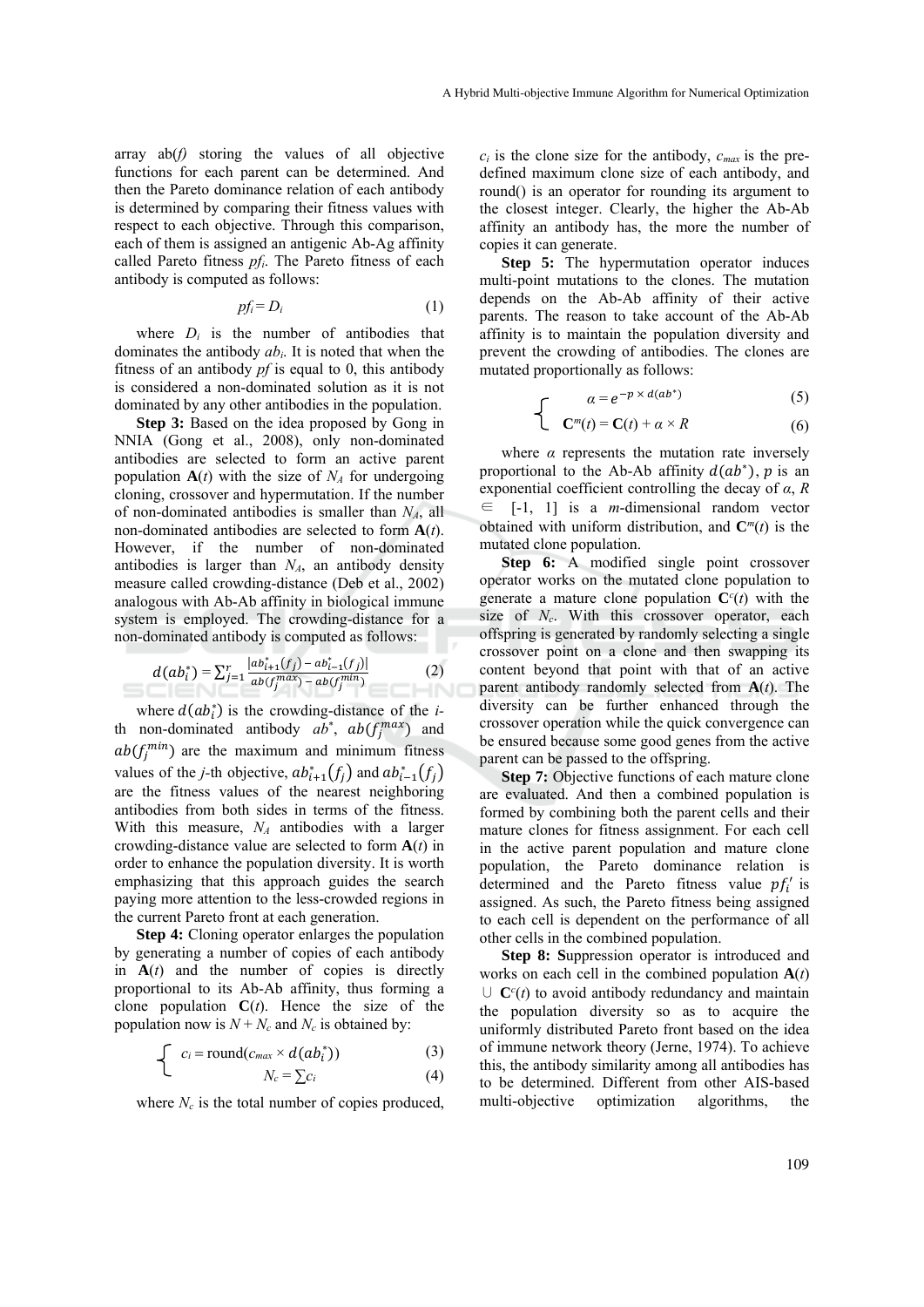array ab(*f*) storing the values of all objective functions for each parent can be determined. And then the Pareto dominance relation of each antibody is determined by comparing their fitness values with respect to each objective. Through this comparison, each of them is assigned an antigenic Ab-Ag affinity called Pareto fitness $pf_i$. The Pareto fitness of each antibody is computed as follows:

$$pf_i = D_i \tag{1}$$

where $D_i$ is the number of antibodies that dominates the antibody $ab_i$. It is noted that when the fitness of an antibody $pf$ is equal to 0, this antibody is considered a non-dominated solution as it is not dominated by any other antibodies in the population.

**Step 3:** Based on the idea proposed by Gong in NNIA (Gong et al., 2008), only non-dominated antibodies are selected to form an active parent population $\mathbf{A}(t)$ with the size of $N_A$ for undergoing cloning, crossover and hypermutation. If the number of non-dominated antibodies is smaller than $N_A$, all non-dominated antibodies are selected to form $\mathbf{A}(t)$. However, if the number of non-dominated antibodies is larger than $N_A$, an antibody density measure called crowding-distance (Deb et al., 2002) analogous with Ab-Ab affinity in biological immune system is employed. The crowding-distance for a non-dominated antibody is computed as follows:

$$d(ab_i^*) = \sum_{j=1}^{r} \frac{|ab_{i+1}^*(f_j) - ab_{i-1}^*(f_j)|}{ab(f_j^{max}) - ab(f_j^{min})} \tag{2}$$

where $d(ab_i^*)$ is the crowding-distance of the $i$-th non-dominated antibody $ab^*$, $ab(f_j^{max})$ and $ab(f_j^{min})$ are the maximum and minimum fitness values of the $j$-th objective, $ab_{i+1}^*(f_j)$ and $ab_{i-1}^*(f_j)$ are the fitness values of the nearest neighboring antibodies from both sides in terms of the fitness. With this measure, $N_A$ antibodies with a larger crowding-distance value are selected to form $\mathbf{A}(t)$ in order to enhance the population diversity. It is worth emphasizing that this approach guides the search paying more attention to the less-crowded regions in the current Pareto front at each generation.

**Step 4:** Cloning operator enlarges the population by generating a number of copies of each antibody in $\mathbf{A}(t)$ and the number of copies is directly proportional to its Ab-Ab affinity, thus forming a clone population $\mathbf{C}(t)$. Hence the size of the population now is $N + N_c$ and $N_c$ is obtained by:

$$\begin{cases} c_i = \text{round}(c_{max} \times d(ab_i^*)) & (3) \\ N_c = \sum c_i & (4) \end{cases}$$

where $N_c$ is the total number of copies produced, $c_i$ is the clone size for the antibody, $c_{max}$ is the pre-defined maximum clone size of each antibody, and round() is an operator for rounding its argument to the closest integer. Clearly, the higher the Ab-Ab affinity an antibody has, the more the number of copies it can generate.

**Step 5:** The hypermutation operator induces multi-point mutations to the clones. The mutation depends on the Ab-Ab affinity of their active parents. The reason to take account of the Ab-Ab affinity is to maintain the population diversity and prevent the crowding of antibodies. The clones are mutated proportionally as follows:

$$\begin{cases} \alpha = e^{-p \times d(ab^*)} & (5) \\ \mathbf{C}^m(t) = \mathbf{C}(t) + \alpha \times R & (6) \end{cases}$$

where $\alpha$ represents the mutation rate inversely proportional to the Ab-Ab affinity $d(ab^*)$, $p$ is an exponential coefficient controlling the decay of $\alpha$, $R \in [-1, 1]$ is a $m$-dimensional random vector obtained with uniform distribution, and $\mathbf{C}^m(t)$ is the mutated clone population.

**Step 6:** A modified single point crossover operator works on the mutated clone population to generate a mature clone population $\mathbf{C}^c(t)$ with the size of $N_c$. With this crossover operator, each offspring is generated by randomly selecting a single crossover point on a clone and then swapping its content beyond that point with that of an active parent antibody randomly selected from $\mathbf{A}(t)$. The diversity can be further enhanced through the crossover operation while the quick convergence can be ensured because some good genes from the active parent can be passed to the offspring.

**Step 7:** Objective functions of each mature clone are evaluated. And then a combined population is formed by combining both the parent cells and their mature clones for fitness assignment. For each cell in the active parent population and mature clone population, the Pareto dominance relation is determined and the Pareto fitness value $pf_i'$ is assigned. As such, the Pareto fitness being assigned to each cell is dependent on the performance of all other cells in the combined population.

**Step 8:** Suppression operator is introduced and works on each cell in the combined population $\mathbf{A}(t) \cup \mathbf{C}^c(t)$ to avoid antibody redundancy and maintain the population diversity so as to acquire the uniformly distributed Pareto front based on the idea of immune network theory (Jerne, 1974). To achieve this, the antibody similarity among all antibodies has to be determined. Different from other AIS-based multi-objective optimization algorithms, the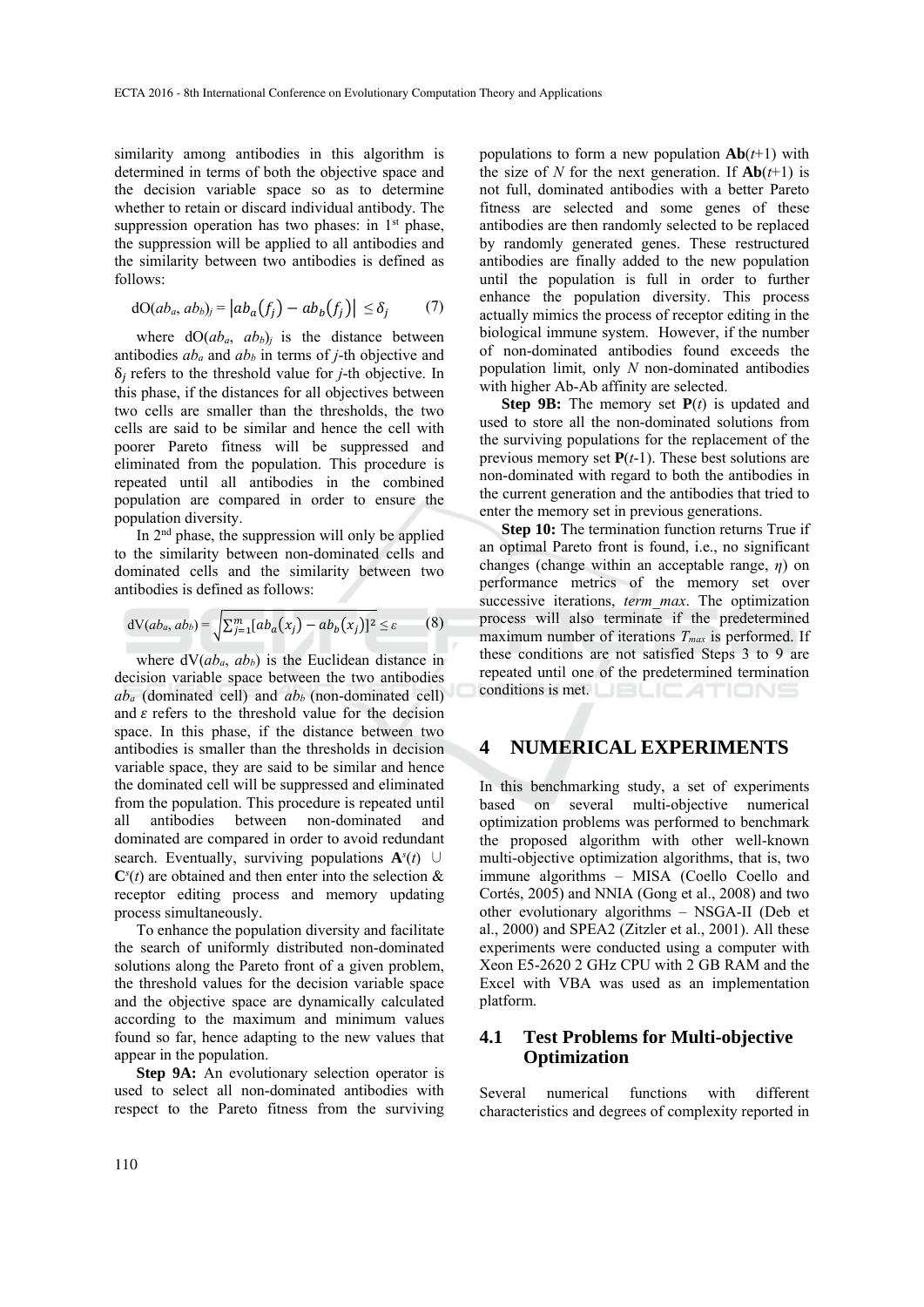similarity among antibodies in this algorithm is determined in terms of both the objective space and the decision variable space so as to determine whether to retain or discard individual antibody. The suppression operation has two phases: in 1st phase, the suppression will be applied to all antibodies and the similarity between two antibodies is defined as follows:

$$\mathrm{dO}(ab_a, ab_b)_j = \left|ab_a(f_j) - ab_b(f_j)\right| \leq \delta_j \quad (7)$$

where $\mathrm{dO}(ab_a, ab_b)_j$ is the distance between antibodies $ab_a$ and $ab_b$ in terms of $j$-th objective and $\delta_j$ refers to the threshold value for $j$-th objective. In this phase, if the distances for all objectives between two cells are smaller than the thresholds, the two cells are said to be similar and hence the cell with poorer Pareto fitness will be suppressed and eliminated from the population. This procedure is repeated until all antibodies in the combined population are compared in order to ensure the population diversity.

In 2nd phase, the suppression will only be applied to the similarity between non-dominated cells and dominated cells and the similarity between two antibodies is defined as follows:

$$\mathrm{dV}(ab_a, ab_b) = \sqrt{\sum_{j=1}^{m}[ab_a(x_j) - ab_b(x_j)]^2} \leq \varepsilon \quad (8)$$

where $\mathrm{dV}(ab_a, ab_b)$ is the Euclidean distance in decision variable space between the two antibodies $ab_a$ (dominated cell) and $ab_b$ (non-dominated cell) and $\varepsilon$ refers to the threshold value for the decision space. In this phase, if the distance between two antibodies is smaller than the thresholds in decision variable space, they are said to be similar and hence the dominated cell will be suppressed and eliminated from the population. This procedure is repeated until all antibodies between non-dominated and dominated are compared in order to avoid redundant search. Eventually, surviving populations $\mathbf{A}^s(t) \cup \mathbf{C}^s(t)$ are obtained and then enter into the selection & receptor editing process and memory updating process simultaneously.

To enhance the population diversity and facilitate the search of uniformly distributed non-dominated solutions along the Pareto front of a given problem, the threshold values for the decision variable space and the objective space are dynamically calculated according to the maximum and minimum values found so far, hence adapting to the new values that appear in the population.

**Step 9A:** An evolutionary selection operator is used to select all non-dominated antibodies with respect to the Pareto fitness from the surviving populations to form a new population $\mathbf{Ab}(t+1)$ with the size of $N$ for the next generation. If $\mathbf{Ab}(t+1)$ is not full, dominated antibodies with a better Pareto fitness are selected and some genes of these antibodies are then randomly selected to be replaced by randomly generated genes. These restructured antibodies are finally added to the new population until the population is full in order to further enhance the population diversity. This process actually mimics the process of receptor editing in the biological immune system. However, if the number of non-dominated antibodies found exceeds the population limit, only $N$ non-dominated antibodies with higher Ab-Ab affinity are selected.

**Step 9B:** The memory set $\mathbf{P}(t)$ is updated and used to store all the non-dominated solutions from the surviving populations for the replacement of the previous memory set $\mathbf{P}(t-1)$. These best solutions are non-dominated with regard to both the antibodies in the current generation and the antibodies that tried to enter the memory set in previous generations.

**Step 10:** The termination function returns True if an optimal Pareto front is found, i.e., no significant changes (change within an acceptable range, $\eta$) on performance metrics of the memory set over successive iterations, *term_max*. The optimization process will also terminate if the predetermined maximum number of iterations $T_{max}$ is performed. If these conditions are not satisfied Steps 3 to 9 are repeated until one of the predetermined termination conditions is met.

# 4 NUMERICAL EXPERIMENTS

In this benchmarking study, a set of experiments based on several multi-objective numerical optimization problems was performed to benchmark the proposed algorithm with other well-known multi-objective optimization algorithms, that is, two immune algorithms – MISA (Coello Coello and Cortés, 2005) and NNIA (Gong et al., 2008) and two other evolutionary algorithms – NSGA-II (Deb et al., 2000) and SPEA2 (Zitzler et al., 2001). All these experiments were conducted using a computer with Xeon E5-2620 2 GHz CPU with 2 GB RAM and the Excel with VBA was used as an implementation platform.

## 4.1 Test Problems for Multi-objective Optimization

Several numerical functions with different characteristics and degrees of complexity reported in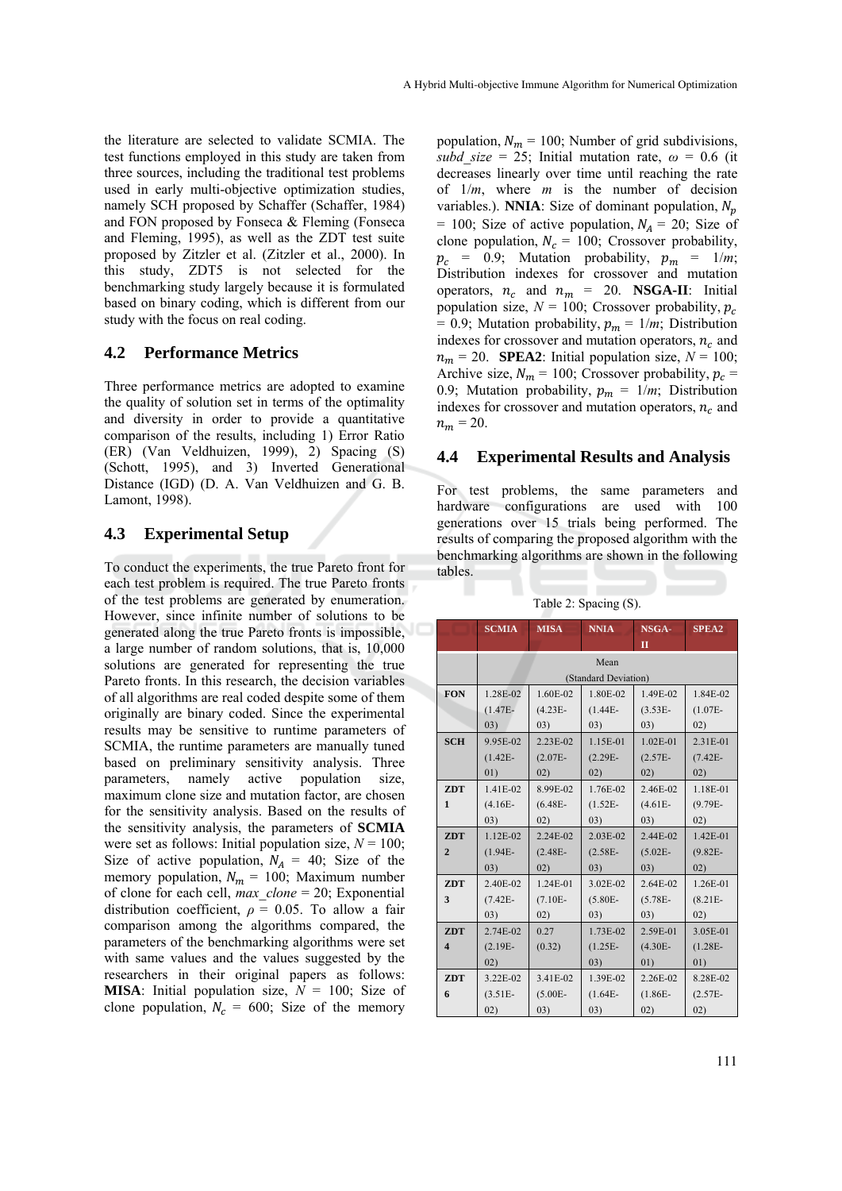the literature are selected to validate SCMIA. The test functions employed in this study are taken from three sources, including the traditional test problems used in early multi-objective optimization studies, namely SCH proposed by Schaffer (Schaffer, 1984) and FON proposed by Fonseca & Fleming (Fonseca and Fleming, 1995), as well as the ZDT test suite proposed by Zitzler et al. (Zitzler et al., 2000). In this study, ZDT5 is not selected for the benchmarking study largely because it is formulated based on binary coding, which is different from our study with the focus on real coding.

## 4.2 Performance Metrics

Three performance metrics are adopted to examine the quality of solution set in terms of the optimality and diversity in order to provide a quantitative comparison of the results, including 1) Error Ratio (ER) (Van Veldhuizen, 1999), 2) Spacing (S) (Schott, 1995), and 3) Inverted Generational Distance (IGD) (D. A. Van Veldhuizen and G. B. Lamont, 1998).

## 4.3 Experimental Setup

To conduct the experiments, the true Pareto front for each test problem is required. The true Pareto fronts of the test problems are generated by enumeration. However, since infinite number of solutions to be generated along the true Pareto fronts is impossible, a large number of random solutions, that is, 10,000 solutions are generated for representing the true Pareto fronts. In this research, the decision variables of all algorithms are real coded despite some of them originally are binary coded. Since the experimental results may be sensitive to runtime parameters of SCMIA, the runtime parameters are manually tuned based on preliminary sensitivity analysis. Three parameters, namely active population size, maximum clone size and mutation factor, are chosen for the sensitivity analysis. Based on the results of the sensitivity analysis, the parameters of **SCMIA** were set as follows: Initial population size, $N$ = 100; Size of active population, $N_A$ = 40; Size of the memory population, $N_m$ = 100; Maximum number of clone for each cell, *max_clone* = 20; Exponential distribution coefficient, $\rho$ = 0.05. To allow a fair comparison among the algorithms compared, the parameters of the benchmarking algorithms were set with same values and the values suggested by the researchers in their original papers as follows: **MISA**: Initial population size, $N$ = 100; Size of clone population, $N_c$ = 600; Size of the memory population, $N_m$ = 100; Number of grid subdivisions, *subd_size* = 25; Initial mutation rate, $\omega$ = 0.6 (it decreases linearly over time until reaching the rate of $1/m$, where $m$ is the number of decision variables.). **NNIA**: Size of dominant population, $N_p$ = 100; Size of active population, $N_A$ = 20; Size of clone population, $N_c$ = 100; Crossover probability, $p_c$ = 0.9; Mutation probability, $p_m$ = $1/m$; Distribution indexes for crossover and mutation operators, $n_c$ and $n_m$ = 20. **NSGA-II**: Initial population size, $N$ = 100; Crossover probability, $p_c$ = 0.9; Mutation probability, $p_m$ = $1/m$; Distribution indexes for crossover and mutation operators, $n_c$ and $n_m$ = 20. **SPEA2**: Initial population size, $N$ = 100; Archive size, $N_m$ = 100; Crossover probability, $p_c$ = 0.9; Mutation probability, $p_m$ = $1/m$; Distribution indexes for crossover and mutation operators, $n_c$ and $n_m$ = 20.

## 4.4 Experimental Results and Analysis

For test problems, the same parameters and hardware configurations are used with 100 generations over 15 trials being performed. The results of comparing the proposed algorithm with the benchmarking algorithms are shown in the following tables.

Table 2: Spacing (S).

| | SCMIA | MISA | NNIA | NSGA-II | SPEA2 |
|---|---|---|---|---|---|
| | Mean (Standard Deviation) | | | | |
| FON | 1.28E-02 (1.47E-03) | 1.60E-02 (4.23E-03) | 1.80E-02 (1.44E-03) | 1.49E-02 (3.53E-03) | 1.84E-02 (1.07E-02) |
| SCH | 9.95E-02 (1.42E-01) | 2.23E-02 (2.07E-02) | 1.15E-01 (2.29E-02) | 1.02E-01 (2.57E-02) | 2.31E-01 (7.42E-02) |
| ZDT 1 | 1.41E-02 (4.16E-03) | 8.99E-02 (6.48E-02) | 1.76E-02 (1.52E-03) | 2.46E-02 (4.61E-03) | 1.18E-01 (9.79E-02) |
| ZDT 2 | 1.12E-02 (1.94E-03) | 2.24E-02 (2.48E-02) | 2.03E-02 (2.58E-03) | 2.44E-02 (5.02E-03) | 1.42E-01 (9.82E-02) |
| ZDT 3 | 2.40E-02 (7.42E-03) | 1.24E-01 (7.10E-02) | 3.02E-02 (5.80E-03) | 2.64E-02 (5.78E-03) | 1.26E-01 (8.21E-02) |
| ZDT 4 | 2.74E-02 (2.19E-02) | 0.27 (0.32) | 1.73E-02 (1.25E-03) | 2.59E-01 (4.30E-01) | 3.05E-01 (1.28E-01) |
| ZDT 6 | 3.22E-02 (3.51E-02) | 3.41E-02 (5.00E-03) | 1.39E-02 (1.64E-03) | 2.26E-02 (1.86E-02) | 8.28E-02 (2.57E-02) |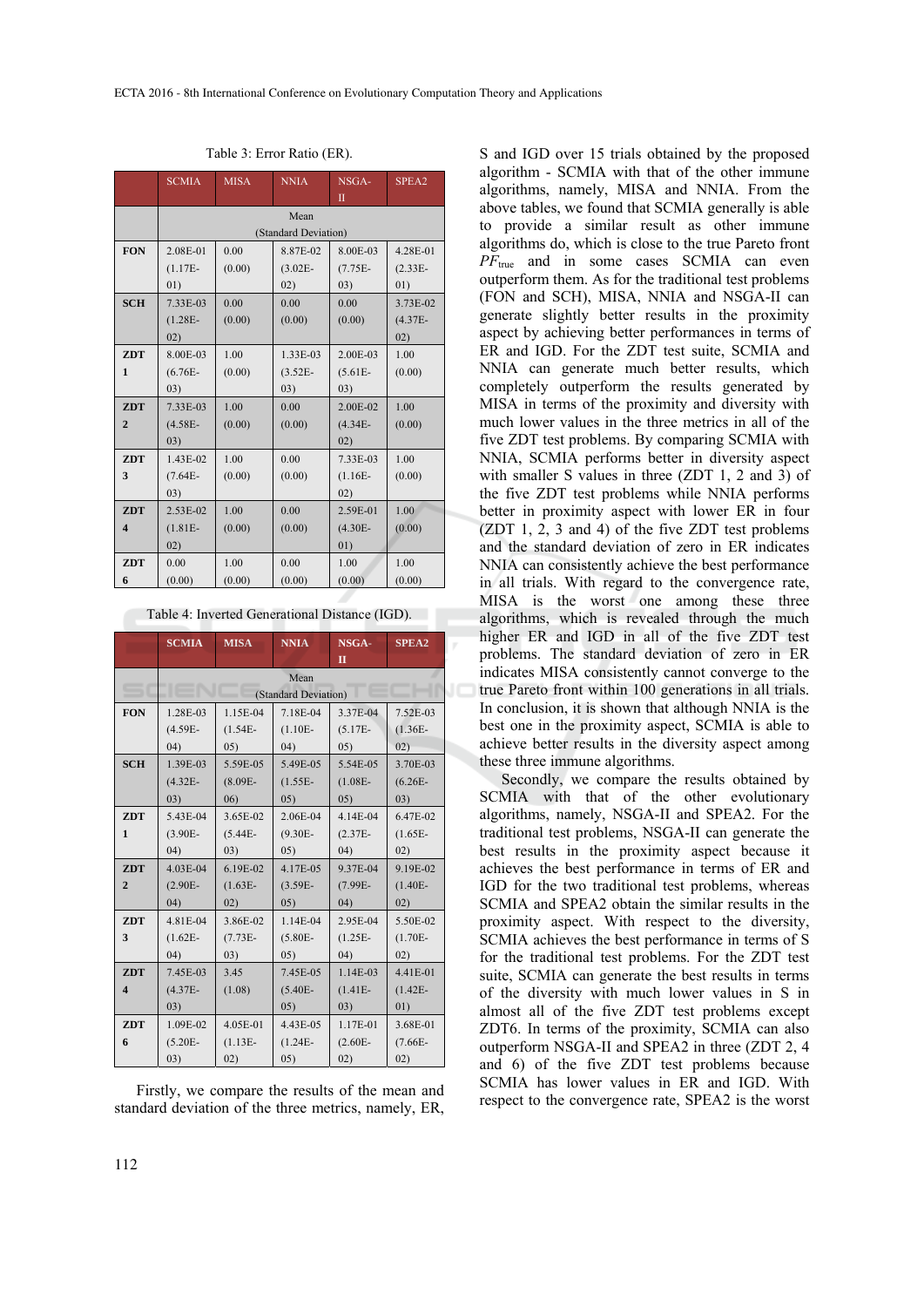Table 3: Error Ratio (ER).

| | SCMIA | MISA | NNIA | NSGA-II | SPEA2 |
|---|---|---|---|---|---|
| | Mean (Standard Deviation) | | | | |
| FON | 2.08E-01 (1.17E-01) | 0.00 (0.00) | 8.87E-02 (3.02E-02) | 8.00E-03 (7.75E-03) | 4.28E-01 (2.33E-01) |
| SCH | 7.33E-03 (1.28E-02) | 0.00 (0.00) | 0.00 (0.00) | 0.00 (0.00) | 3.73E-02 (4.37E-02) |
| ZDT 1 | 8.00E-03 (6.76E-03) | 1.00 (0.00) | 1.33E-03 (3.52E-03) | 2.00E-03 (5.61E-03) | 1.00 (0.00) |
| ZDT 2 | 7.33E-03 (4.58E-03) | 1.00 (0.00) | 0.00 (0.00) | 2.00E-02 (4.34E-02) | 1.00 (0.00) |
| ZDT 3 | 1.43E-02 (7.64E-03) | 1.00 (0.00) | 0.00 (0.00) | 7.33E-03 (1.16E-02) | 1.00 (0.00) |
| ZDT 4 | 2.53E-02 (1.81E-02) | 1.00 (0.00) | 0.00 (0.00) | 2.59E-01 (4.30E-01) | 1.00 (0.00) |
| ZDT 6 | 0.00 (0.00) | 1.00 (0.00) | 0.00 (0.00) | 1.00 (0.00) | 1.00 (0.00) |

Table 4: Inverted Generational Distance (IGD).

| | SCMIA | MISA | NNIA | NSGA-II | SPEA2 |
|---|---|---|---|---|---|
| | Mean (Standard Deviation) | | | | |
| FON | 1.28E-03 (4.59E-04) | 1.15E-04 (1.54E-05) | 7.18E-04 (1.10E-04) | 3.37E-04 (5.17E-05) | 7.52E-03 (1.36E-02) |
| SCH | 1.39E-03 (4.32E-03) | 5.59E-05 (8.09E-06) | 5.49E-05 (1.55E-05) | 5.54E-05 (1.08E-05) | 3.70E-03 (6.26E-03) |
| ZDT 1 | 5.43E-04 (3.90E-04) | 3.65E-02 (5.44E-03) | 2.06E-04 (9.30E-05) | 4.14E-04 (2.37E-04) | 6.47E-02 (1.65E-02) |
| ZDT 2 | 4.03E-04 (2.90E-04) | 6.19E-02 (1.63E-02) | 4.17E-05 (3.59E-05) | 9.37E-04 (7.99E-04) | 9.19E-02 (1.40E-02) |
| ZDT 3 | 4.81E-04 (1.62E-04) | 3.86E-02 (7.73E-03) | 1.14E-04 (5.80E-05) | 2.95E-04 (1.25E-04) | 5.50E-02 (1.70E-02) |
| ZDT 4 | 7.45E-03 (4.37E-03) | 3.45 (1.08) | 7.45E-05 (5.40E-05) | 1.14E-03 (1.41E-03) | 4.41E-01 (1.42E-01) |
| ZDT 6 | 1.09E-02 (5.20E-03) | 4.05E-01 (1.13E-02) | 4.43E-05 (1.24E-05) | 1.17E-01 (2.60E-02) | 3.68E-01 (7.66E-02) |

Firstly, we compare the results of the mean and standard deviation of the three metrics, namely, ER, S and IGD over 15 trials obtained by the proposed algorithm - SCMIA with that of the other immune algorithms, namely, MISA and NNIA. From the above tables, we found that SCMIA generally is able to provide a similar result as other immune algorithms do, which is close to the true Pareto front $PF_{\text{true}}$ and in some cases SCMIA can even outperform them. As for the traditional test problems (FON and SCH), MISA, NNIA and NSGA-II can generate slightly better results in the proximity aspect by achieving better performances in terms of ER and IGD. For the ZDT test suite, SCMIA and NNIA can generate much better results, which completely outperform the results generated by MISA in terms of the proximity and diversity with much lower values in the three metrics in all of the five ZDT test problems. By comparing SCMIA with NNIA, SCMIA performs better in diversity aspect with smaller S values in three (ZDT 1, 2 and 3) of the five ZDT test problems while NNIA performs better in proximity aspect with lower ER in four (ZDT 1, 2, 3 and 4) of the five ZDT test problems and the standard deviation of zero in ER indicates NNIA can consistently achieve the best performance in all trials. With regard to the convergence rate, MISA is the worst one among these three algorithms, which is revealed through the much higher ER and IGD in all of the five ZDT test problems. The standard deviation of zero in ER indicates MISA consistently cannot converge to the true Pareto front within 100 generations in all trials. In conclusion, it is shown that although NNIA is the best one in the proximity aspect, SCMIA is able to achieve better results in the diversity aspect among these three immune algorithms.

Secondly, we compare the results obtained by SCMIA with that of the other evolutionary algorithms, namely, NSGA-II and SPEA2. For the traditional test problems, NSGA-II can generate the best results in the proximity aspect because it achieves the best performance in terms of ER and IGD for the two traditional test problems, whereas SCMIA and SPEA2 obtain the similar results in the proximity aspect. With respect to the diversity, SCMIA achieves the best performance in terms of S for the traditional test problems. For the ZDT test suite, SCMIA can generate the best results in terms of the diversity with much lower values in S in almost all of the five ZDT test problems except ZDT6. In terms of the proximity, SCMIA can also outperform NSGA-II and SPEA2 in three (ZDT 2, 4 and 6) of the five ZDT test problems because SCMIA has lower values in ER and IGD. With respect to the convergence rate, SPEA2 is the worst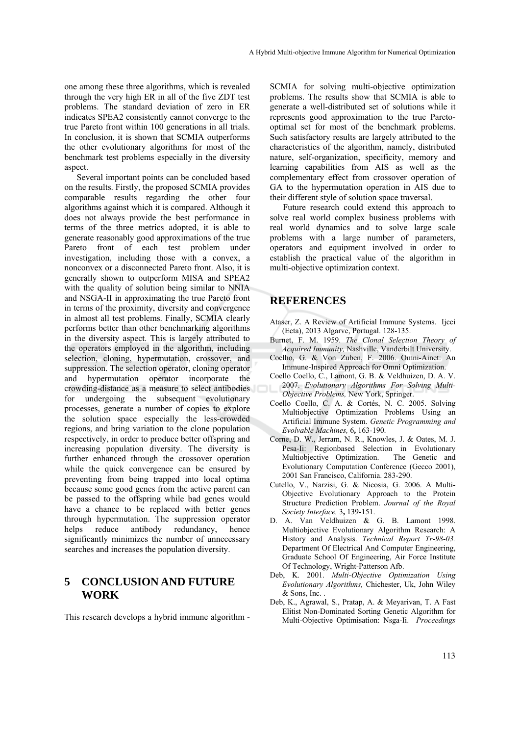one among these three algorithms, which is revealed through the very high ER in all of the five ZDT test problems. The standard deviation of zero in ER indicates SPEA2 consistently cannot converge to the true Pareto front within 100 generations in all trials. In conclusion, it is shown that SCMIA outperforms the other evolutionary algorithms for most of the benchmark test problems especially in the diversity aspect.

Several important points can be concluded based on the results. Firstly, the proposed SCMIA provides comparable results regarding the other four algorithms against which it is compared. Although it does not always provide the best performance in terms of the three metrics adopted, it is able to generate reasonably good approximations of the true Pareto front of each test problem under investigation, including those with a convex, a nonconvex or a disconnected Pareto front. Also, it is generally shown to outperform MISA and SPEA2 with the quality of solution being similar to NNIA and NSGA-II in approximating the true Pareto front in terms of the proximity, diversity and convergence in almost all test problems. Finally, SCMIA clearly performs better than other benchmarking algorithms in the diversity aspect. This is largely attributed to the operators employed in the algorithm, including selection, cloning, hypermutation, crossover, and suppression. The selection operator, cloning operator and hypermutation operator incorporate the crowding-distance as a measure to select antibodies for undergoing the subsequent evolutionary processes, generate a number of copies to explore the solution space especially the less-crowded regions, and bring variation to the clone population respectively, in order to produce better offspring and increasing population diversity. The diversity is further enhanced through the crossover operation while the quick convergence can be ensured by preventing from being trapped into local optima because some good genes from the active parent can be passed to the offspring while bad genes would have a chance to be replaced with better genes through hypermutation. The suppression operator helps reduce antibody redundancy, hence significantly minimizes the number of unnecessary searches and increases the population diversity.

## 5 CONCLUSION AND FUTURE WORK

This research develops a hybrid immune algorithm - SCMIA for solving multi-objective optimization problems. The results show that SCMIA is able to generate a well-distributed set of solutions while it represents good approximation to the true Pareto-optimal set for most of the benchmark problems. Such satisfactory results are largely attributed to the characteristics of the algorithm, namely, distributed nature, self-organization, specificity, memory and learning capabilities from AIS as well as the complementary effect from crossover operation of GA to the hypermutation operation in AIS due to their different style of solution space traversal.

Future research could extend this approach to solve real world complex business problems with real world dynamics and to solve large scale problems with a large number of parameters, operators and equipment involved in order to establish the practical value of the algorithm in multi-objective optimization context.

## REFERENCES

Ataser, Z. A Review of Artificial Immune Systems. Ijcci (Ecta), 2013 Algarve, Portugal. 128-135.

Burnet, F. M. 1959. *The Clonal Selection Theory of Acquired Immunity,* Nashville, Vanderbilt University.

Coelho, G. & Von Zuben, F. 2006. Omni-Ainet: An Immune-Inspired Approach for Omni Optimization.

Coello Coello, C., Lamont, G. B. & Veldhuizen, D. A. V. 2007. *Evolutionary Algorithms For Solving Multi-Objective Problems,* New York, Springer.

Coello Coello, C. A. & Cortés, N. C. 2005. Solving Multiobjective Optimization Problems Using an Artificial Immune System. *Genetic Programming and Evolvable Machines,* 6**,** 163-190.

Corne, D. W., Jerram, N. R., Knowles, J. & Oates, M. J. Pesa-Ii: Regionbased Selection in Evolutionary Multiobjective Optimization. The Genetic and Evolutionary Computation Conference (Gecco 2001), 2001 San Francisco, California. 283-290.

Cutello, V., Narzisi, G. & Nicosia, G. 2006. A Multi-Objective Evolutionary Approach to the Protein Structure Prediction Problem. *Journal of the Royal Society Interface,* 3**,** 139-151.

D. A. Van Veldhuizen & G. B. Lamont 1998. Multiobjective Evolutionary Algorithm Research: A History and Analysis. *Technical Report Tr-98-03.* Department Of Electrical And Computer Engineering, Graduate School Of Engineering, Air Force Institute Of Technology, Wright-Patterson Afb.

Deb, K. 2001. *Multi-Objective Optimization Using Evolutionary Algorithms,* Chichester, Uk, John Wiley & Sons, Inc. .

Deb, K., Agrawal, S., Pratap, A. & Meyarivan, T. A Fast Elitist Non-Dominated Sorting Genetic Algorithm for Multi-Objective Optimisation: Nsga-Ii. *Proceedings*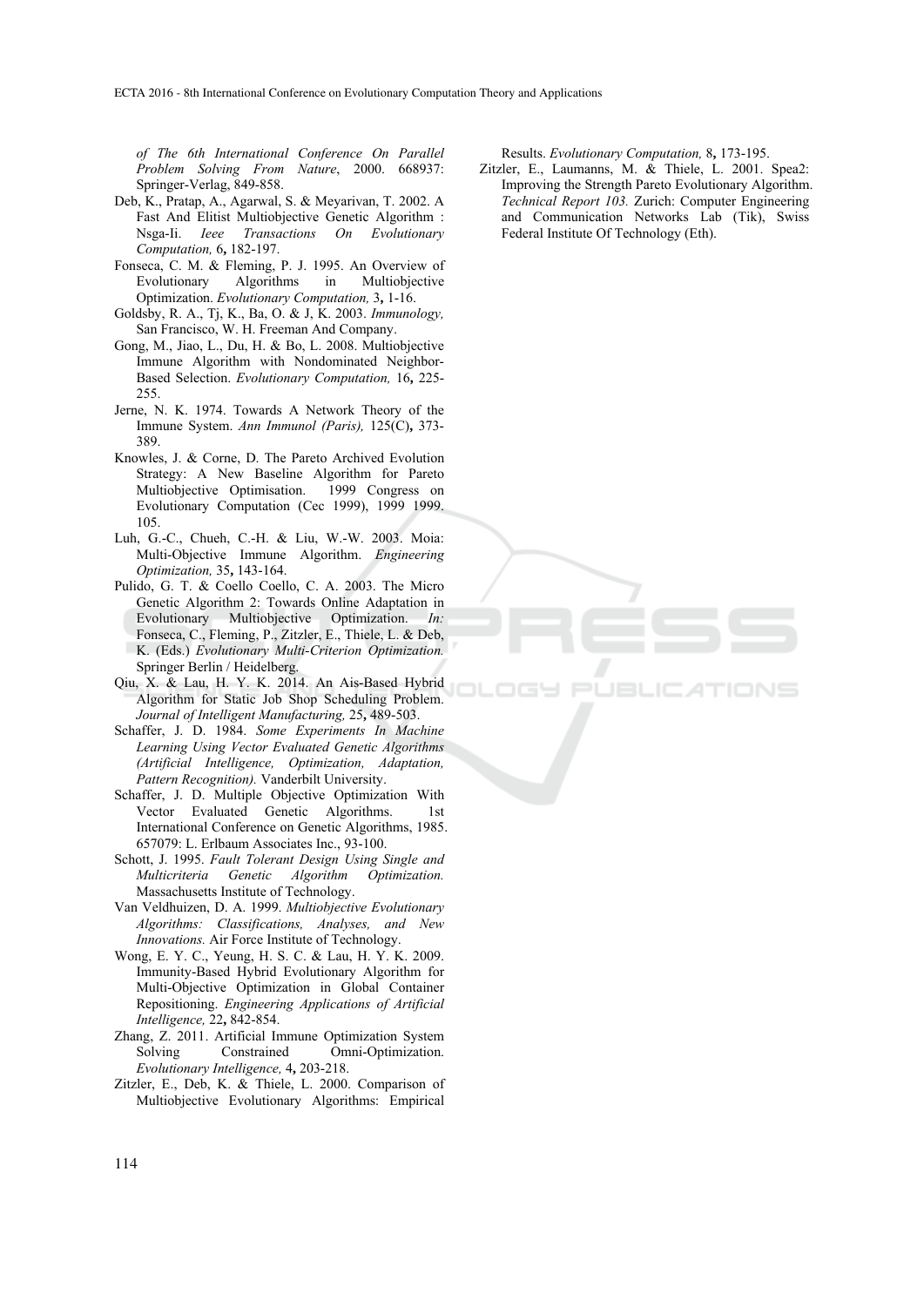*of The 6th International Conference On Parallel Problem Solving From Nature*, 2000. 668937: Springer-Verlag, 849-858.

Deb, K., Pratap, A., Agarwal, S. & Meyarivan, T. 2002. A Fast And Elitist Multiobjective Genetic Algorithm : Nsga-Ii. *Ieee Transactions On Evolutionary Computation,* 6**,** 182-197.

Fonseca, C. M. & Fleming, P. J. 1995. An Overview of Evolutionary Algorithms in Multiobjective Optimization. *Evolutionary Computation,* 3**,** 1-16.

Goldsby, R. A., Tj, K., Ba, O. & J, K. 2003. *Immunology,* San Francisco, W. H. Freeman And Company.

Gong, M., Jiao, L., Du, H. & Bo, L. 2008. Multiobjective Immune Algorithm with Nondominated Neighbor-Based Selection. *Evolutionary Computation,* 16**,** 225-255.

Jerne, N. K. 1974. Towards A Network Theory of the Immune System. *Ann Immunol (Paris),* 125(C)**,** 373-389.

Knowles, J. & Corne, D. The Pareto Archived Evolution Strategy: A New Baseline Algorithm for Pareto Multiobjective Optimisation. 1999 Congress on Evolutionary Computation (Cec 1999), 1999 1999. 105.

Luh, G.-C., Chueh, C.-H. & Liu, W.-W. 2003. Moia: Multi-Objective Immune Algorithm. *Engineering Optimization,* 35**,** 143-164.

Pulido, G. T. & Coello Coello, C. A. 2003. The Micro Genetic Algorithm 2: Towards Online Adaptation in Evolutionary Multiobjective Optimization. *In:* Fonseca, C., Fleming, P., Zitzler, E., Thiele, L. & Deb, K. (Eds.) *Evolutionary Multi-Criterion Optimization.* Springer Berlin / Heidelberg.

Qiu, X. & Lau, H. Y. K. 2014. An Ais-Based Hybrid Algorithm for Static Job Shop Scheduling Problem. *Journal of Intelligent Manufacturing,* 25**,** 489-503.

Schaffer, J. D. 1984. *Some Experiments In Machine Learning Using Vector Evaluated Genetic Algorithms (Artificial Intelligence, Optimization, Adaptation, Pattern Recognition).* Vanderbilt University.

Schaffer, J. D. Multiple Objective Optimization With Vector Evaluated Genetic Algorithms. 1st International Conference on Genetic Algorithms, 1985. 657079: L. Erlbaum Associates Inc., 93-100.

Schott, J. 1995. *Fault Tolerant Design Using Single and Multicriteria Genetic Algorithm Optimization.* Massachusetts Institute of Technology.

Van Veldhuizen, D. A. 1999. *Multiobjective Evolutionary Algorithms: Classifications, Analyses, and New Innovations.* Air Force Institute of Technology.

Wong, E. Y. C., Yeung, H. S. C. & Lau, H. Y. K. 2009. Immunity-Based Hybrid Evolutionary Algorithm for Multi-Objective Optimization in Global Container Repositioning. *Engineering Applications of Artificial Intelligence,* 22**,** 842-854.

Zhang, Z. 2011. Artificial Immune Optimization System Solving Constrained Omni-Optimization. *Evolutionary Intelligence,* 4**,** 203-218.

Zitzler, E., Deb, K. & Thiele, L. 2000. Comparison of Multiobjective Evolutionary Algorithms: Empirical Results. *Evolutionary Computation,* 8**,** 173-195.

Zitzler, E., Laumanns, M. & Thiele, L. 2001. Spea2: Improving the Strength Pareto Evolutionary Algorithm. *Technical Report 103.* Zurich: Computer Engineering and Communication Networks Lab (Tik), Swiss Federal Institute Of Technology (Eth).